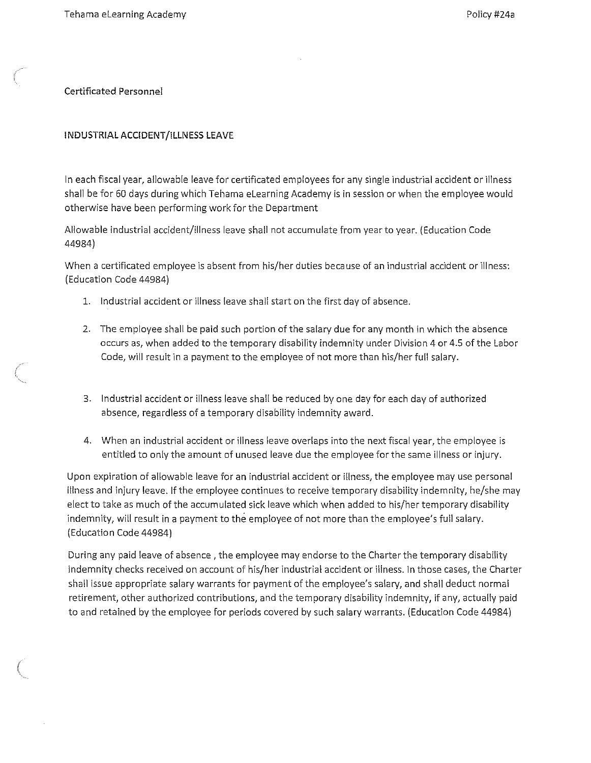Certificated Personnel

## INDUSTRIAL ACCIDENT/ILLNESS LEAVE

In each fiscal year, allowable leave for certificated employees for any single industrial accident or illness shall be for 60 days during which Tehama eLearning Academy is in session or when the employee would otherwise have been performing work for the Department

Allowable industrial accident/illness leave shall not accumulate from year to year. (Education Code 44984)

When a certificated employee is absent from his/her duties because of an industrial accident or illness: (Education Code 44984)

1. Industrial accident or illness leave shall start on the first day of absence.
2. The employee shall be paid such portion of the salary due for any month in which the absence occurs as, when added to the temporary disability indemnity under Division 4 or 4.5 of the Labor Code, will result in a payment to the employee of not more than his/her full salary.
3. Industrial accident or illness leave shall be reduced by one day for each day of authorized absence, regardless of a temporary disability indemnity award.
4. When an industrial accident or illness leave overlaps into the next fiscal year, the employee is entitled to only the amount of unused leave due the employee for the same illness or injury.

Upon expiration of allowable leave for an industrial accident or illness, the employee may use personal illness and injury leave. If the employee continues to receive temporary disability indemnity, he/she may elect to take as much of the accumulated sick leave which when added to his/her temporary disability indemnity, will result in a payment to the employee of not more than the employee's full salary. (Education Code 44984)

During any paid leave of absence , the employee may endorse to the Charter the temporary disability indemnity checks received on account of his/her industrial accident or illness. In those cases, the Charter shall issue appropriate salary warrants for payment of the employee's salary, and shall deduct normal retirement, other authorized contributions, and the temporary disability indemnity, if any, actually paid to and retained by the employee for periods covered by such salary warrants. (Education Code 44984)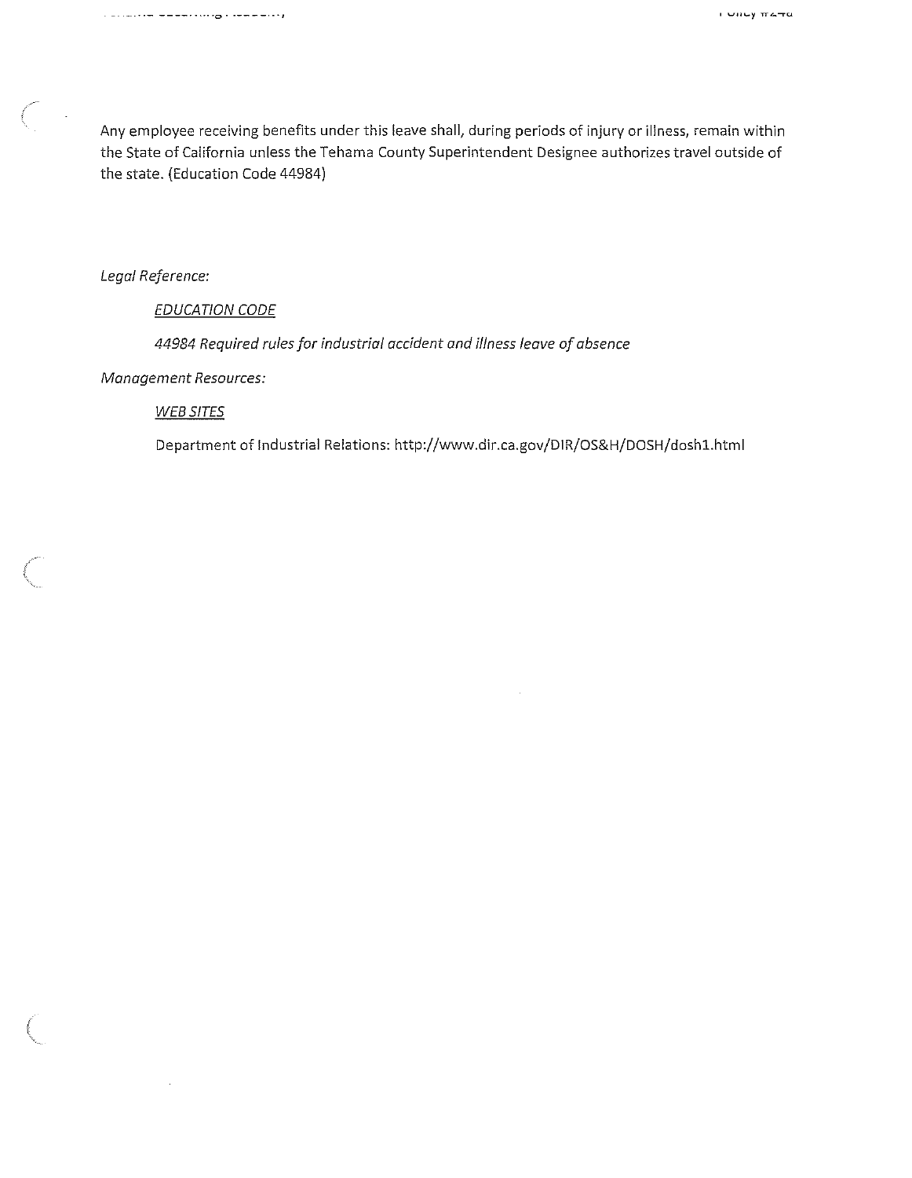Any employee receiving benefits under this leave shall, during periods of injury or illness, remain within the State of California unless the Tehama County Superintendent Designee authorizes travel outside of the state. (Education Code 44984)

*Legal Reference:*

*EDUCATION CODE*

*44984 Required rules for industrial accident and illness leave of absence*

*Management Resources:*

*WEB SITES*

Department of Industrial Relations: http://www.dir.ca.gov/DIR/OS&H/DOSH/dosh1.html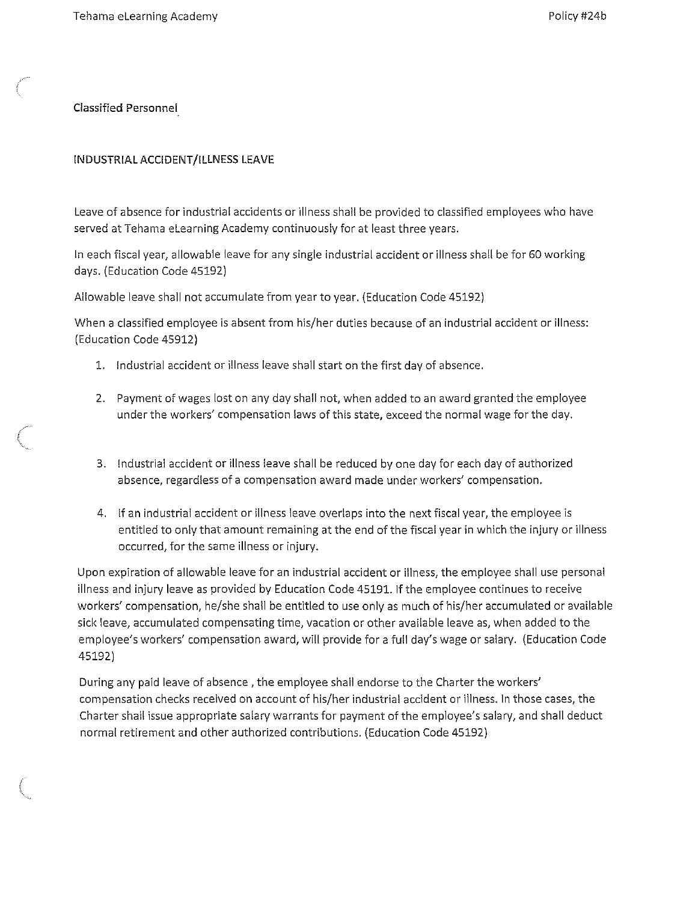Classified Personnel

## INDUSTRIAL ACCIDENT/ILLNESS LEAVE

Leave of absence for industrial accidents or illness shall be provided to classified employees who have served at Tehama eLearning Academy continuously for at least three years.

In each fiscal year, allowable leave for any single industrial accident or illness shall be for 60 working days. (Education Code 45192)

Allowable leave shall not accumulate from year to year. (Education Code 45192)

When a classified employee is absent from his/her duties because of an industrial accident or illness: (Education Code 45912)

1. Industrial accident or illness leave shall start on the first day of absence.
2. Payment of wages lost on any day shall not, when added to an award granted the employee under the workers' compensation laws of this state, exceed the normal wage for the day.
3. Industrial accident or illness leave shall be reduced by one day for each day of authorized absence, regardless of a compensation award made under workers' compensation.
4. If an industrial accident or illness leave overlaps into the next fiscal year, the employee is entitled to only that amount remaining at the end of the fiscal year in which the injury or illness occurred, for the same illness or injury.

Upon expiration of allowable leave for an industrial accident or illness, the employee shall use personal illness and injury leave as provided by Education Code 45191. If the employee continues to receive workers' compensation, he/she shall be entitled to use only as much of his/her accumulated or available sick leave, accumulated compensating time, vacation or other available leave as, when added to the employee's workers' compensation award, will provide for a full day's wage or salary. (Education Code 45192)

During any paid leave of absence , the employee shall endorse to the Charter the workers' compensation checks received on account of his/her industrial accident or illness. In those cases, the Charter shall issue appropriate salary warrants for payment of the employee's salary, and shall deduct normal retirement and other authorized contributions. (Education Code 45192)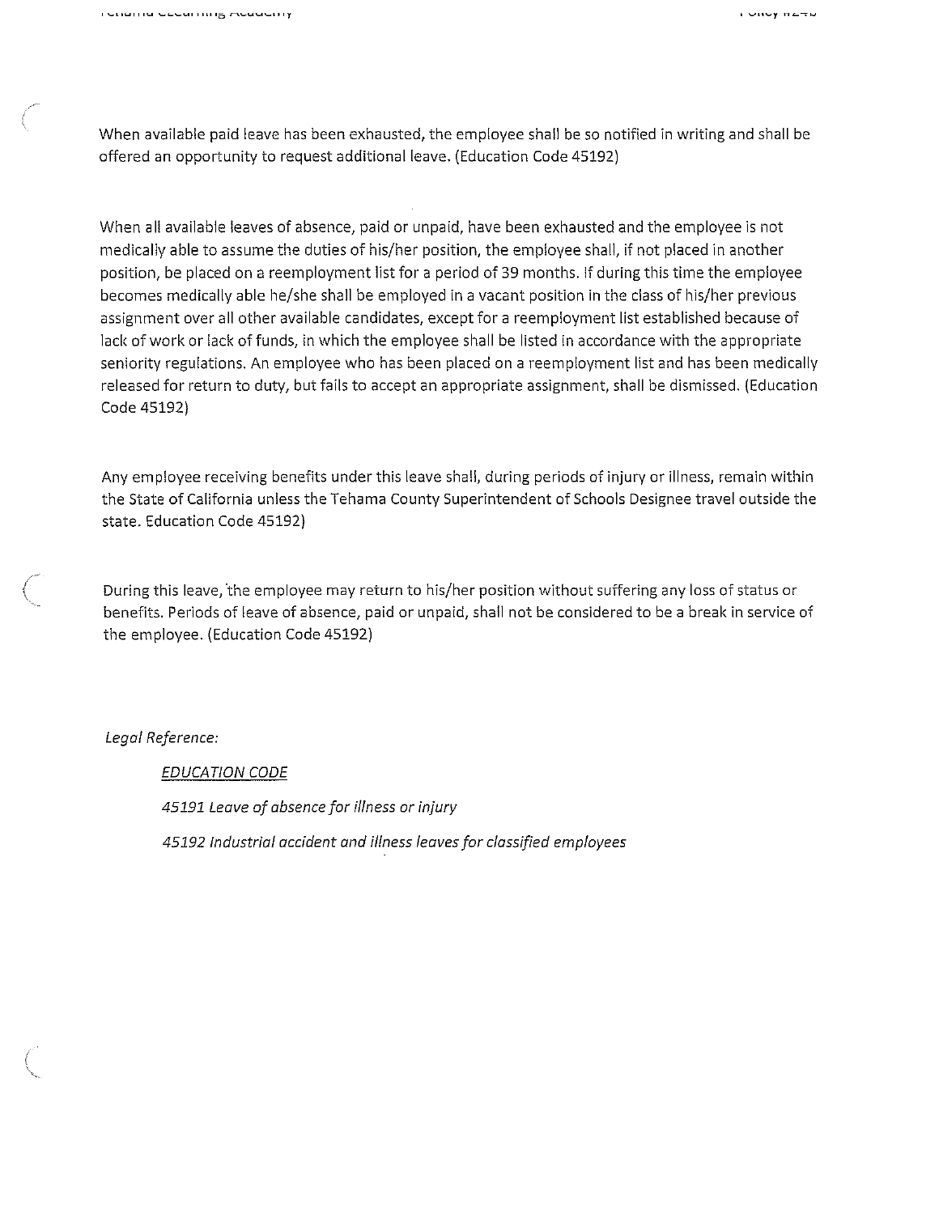When available paid leave has been exhausted, the employee shall be so notified in writing and shall be offered an opportunity to request additional leave. (Education Code 45192)

When all available leaves of absence, paid or unpaid, have been exhausted and the employee is not medically able to assume the duties of his/her position, the employee shall, if not placed in another position, be placed on a reemployment list for a period of 39 months. If during this time the employee becomes medically able he/she shall be employed in a vacant position in the class of his/her previous assignment over all other available candidates, except for a reemployment list established because of lack of work or lack of funds, in which the employee shall be listed in accordance with the appropriate seniority regulations. An employee who has been placed on a reemployment list and has been medically released for return to duty, but fails to accept an appropriate assignment, shall be dismissed. (Education Code 45192)

Any employee receiving benefits under this leave shall, during periods of injury or illness, remain within the State of California unless the Tehama County Superintendent of Schools Designee travel outside the state. Education Code 45192)

During this leave, the employee may return to his/her position without suffering any loss of status or benefits. Periods of leave of absence, paid or unpaid, shall not be considered to be a break in service of the employee. (Education Code 45192)

*Legal Reference:*

*EDUCATION CODE*

*45191 Leave of absence for illness or injury*

*45192 Industrial accident and illness leaves for classified employees*